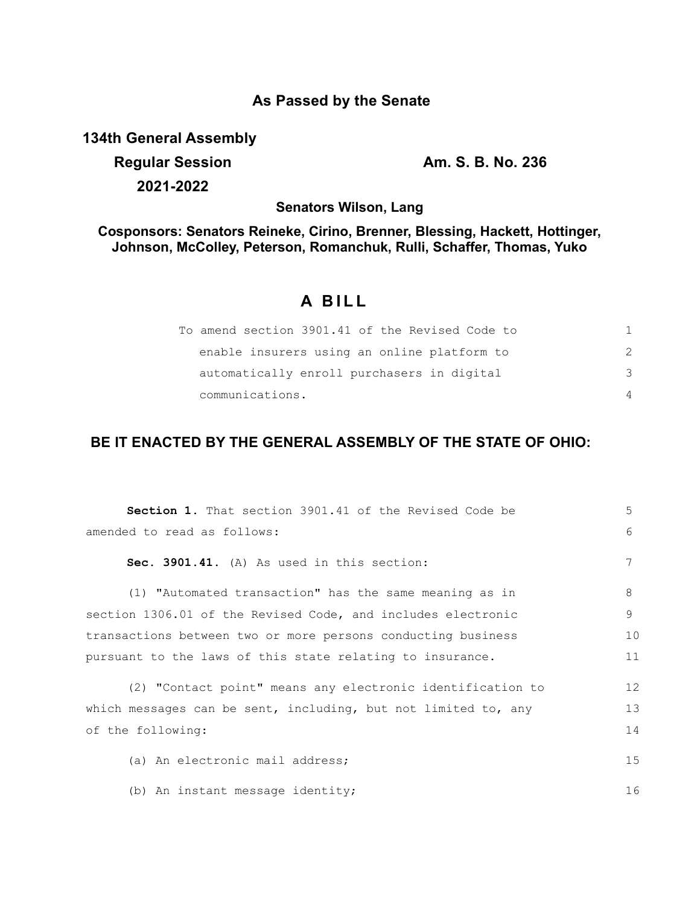## As Passed by the Senate

**134th General Assembly**

**Regular Session** **Am. S. B. No. 236**

**2021-2022**

**Senators Wilson, Lang**

**Cosponsors: Senators Reineke, Cirino, Brenner, Blessing, Hackett, Hottinger, Johnson, McColley, Peterson, Romanchuk, Rulli, Schaffer, Thomas, Yuko**

# A BILL

To amend section 3901.41 of the Revised Code to enable insurers using an online platform to automatically enroll purchasers in digital communications.

## BE IT ENACTED BY THE GENERAL ASSEMBLY OF THE STATE OF OHIO:

**Section 1.** That section 3901.41 of the Revised Code be amended to read as follows:

**Sec. 3901.41.** (A) As used in this section:

(1) "Automated transaction" has the same meaning as in section 1306.01 of the Revised Code, and includes electronic transactions between two or more persons conducting business pursuant to the laws of this state relating to insurance.

(2) "Contact point" means any electronic identification to which messages can be sent, including, but not limited to, any of the following:

(a) An electronic mail address;

(b) An instant message identity;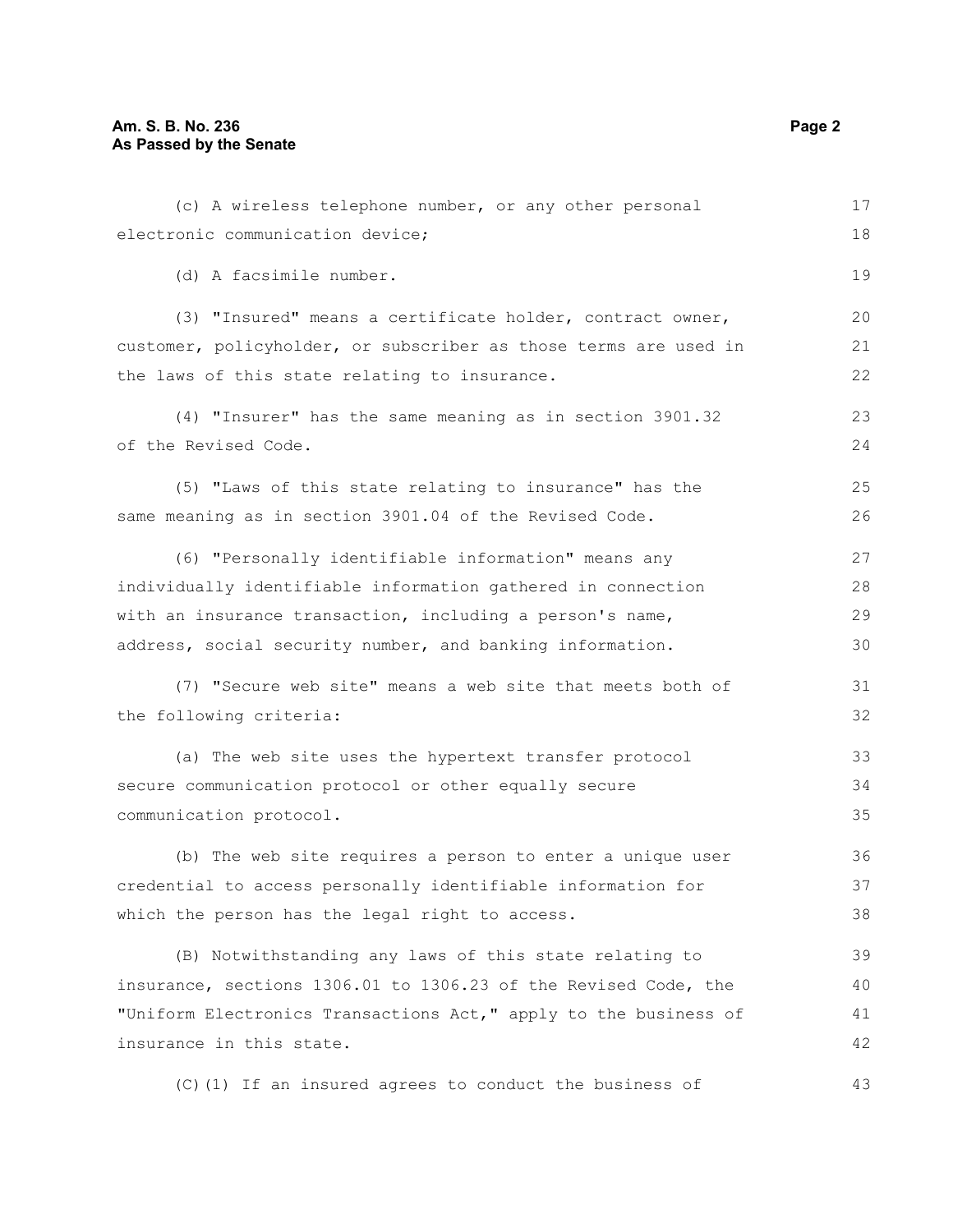(c) A wireless telephone number, or any other personal electronic communication device;

(d) A facsimile number.

(3) "Insured" means a certificate holder, contract owner, customer, policyholder, or subscriber as those terms are used in the laws of this state relating to insurance.

(4) "Insurer" has the same meaning as in section 3901.32 of the Revised Code.

(5) "Laws of this state relating to insurance" has the same meaning as in section 3901.04 of the Revised Code.

(6) "Personally identifiable information" means any individually identifiable information gathered in connection with an insurance transaction, including a person's name, address, social security number, and banking information.

(7) "Secure web site" means a web site that meets both of the following criteria:

(a) The web site uses the hypertext transfer protocol secure communication protocol or other equally secure communication protocol.

(b) The web site requires a person to enter a unique user credential to access personally identifiable information for which the person has the legal right to access.

(B) Notwithstanding any laws of this state relating to insurance, sections 1306.01 to 1306.23 of the Revised Code, the "Uniform Electronics Transactions Act," apply to the business of insurance in this state.

(C)(1) If an insured agrees to conduct the business of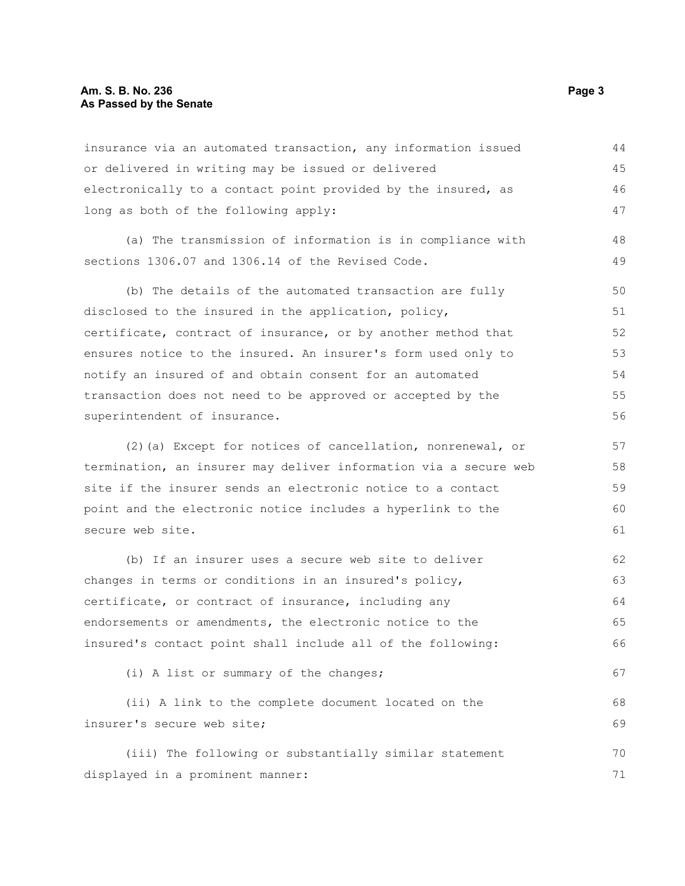insurance via an automated transaction, any information issued or delivered in writing may be issued or delivered electronically to a contact point provided by the insured, as long as both of the following apply:

(a) The transmission of information is in compliance with sections 1306.07 and 1306.14 of the Revised Code.

(b) The details of the automated transaction are fully disclosed to the insured in the application, policy, certificate, contract of insurance, or by another method that ensures notice to the insured. An insurer's form used only to notify an insured of and obtain consent for an automated transaction does not need to be approved or accepted by the superintendent of insurance.

(2)(a) Except for notices of cancellation, nonrenewal, or termination, an insurer may deliver information via a secure web site if the insurer sends an electronic notice to a contact point and the electronic notice includes a hyperlink to the secure web site.

(b) If an insurer uses a secure web site to deliver changes in terms or conditions in an insured's policy, certificate, or contract of insurance, including any endorsements or amendments, the electronic notice to the insured's contact point shall include all of the following:

(i) A list or summary of the changes;

(ii) A link to the complete document located on the insurer's secure web site;

(iii) The following or substantially similar statement displayed in a prominent manner: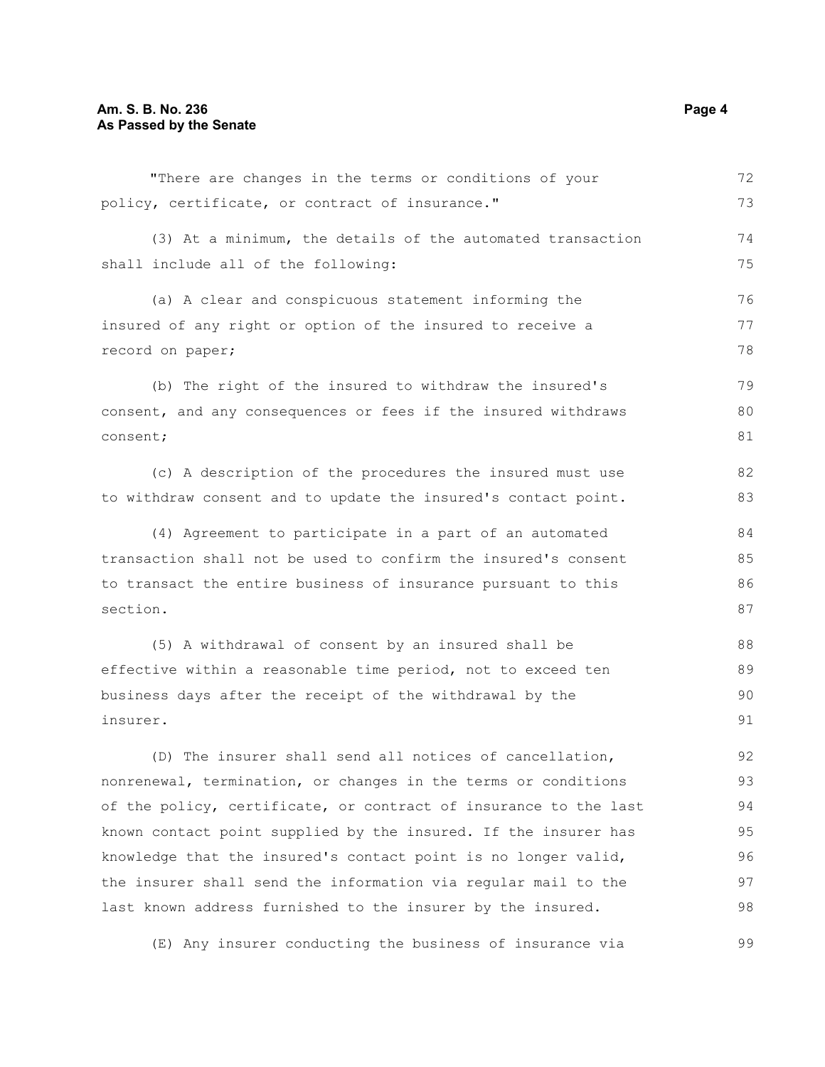"There are changes in the terms or conditions of your policy, certificate, or contract of insurance."

(3) At a minimum, the details of the automated transaction shall include all of the following:

(a) A clear and conspicuous statement informing the insured of any right or option of the insured to receive a record on paper;

(b) The right of the insured to withdraw the insured's consent, and any consequences or fees if the insured withdraws consent;

(c) A description of the procedures the insured must use to withdraw consent and to update the insured's contact point.

(4) Agreement to participate in a part of an automated transaction shall not be used to confirm the insured's consent to transact the entire business of insurance pursuant to this section.

(5) A withdrawal of consent by an insured shall be effective within a reasonable time period, not to exceed ten business days after the receipt of the withdrawal by the insurer.

(D) The insurer shall send all notices of cancellation, nonrenewal, termination, or changes in the terms or conditions of the policy, certificate, or contract of insurance to the last known contact point supplied by the insured. If the insurer has knowledge that the insured's contact point is no longer valid, the insurer shall send the information via regular mail to the last known address furnished to the insurer by the insured.

(E) Any insurer conducting the business of insurance via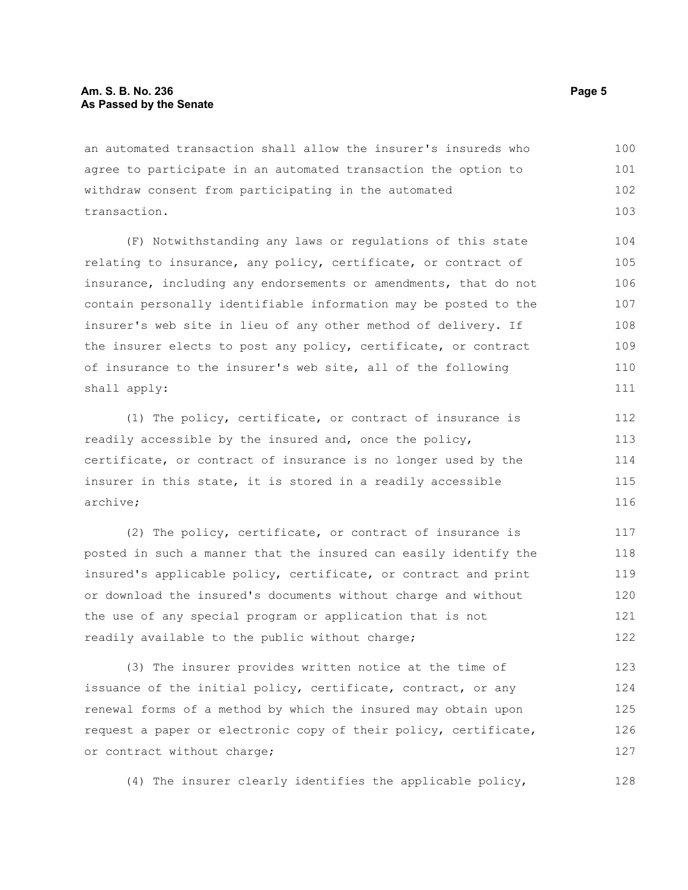an automated transaction shall allow the insurer's insureds who agree to participate in an automated transaction the option to withdraw consent from participating in the automated transaction.

(F) Notwithstanding any laws or regulations of this state relating to insurance, any policy, certificate, or contract of insurance, including any endorsements or amendments, that do not contain personally identifiable information may be posted to the insurer's web site in lieu of any other method of delivery. If the insurer elects to post any policy, certificate, or contract of insurance to the insurer's web site, all of the following shall apply:

(1) The policy, certificate, or contract of insurance is readily accessible by the insured and, once the policy, certificate, or contract of insurance is no longer used by the insurer in this state, it is stored in a readily accessible archive;

(2) The policy, certificate, or contract of insurance is posted in such a manner that the insured can easily identify the insured's applicable policy, certificate, or contract and print or download the insured's documents without charge and without the use of any special program or application that is not readily available to the public without charge;

(3) The insurer provides written notice at the time of issuance of the initial policy, certificate, contract, or any renewal forms of a method by which the insured may obtain upon request a paper or electronic copy of their policy, certificate, or contract without charge;

(4) The insurer clearly identifies the applicable policy,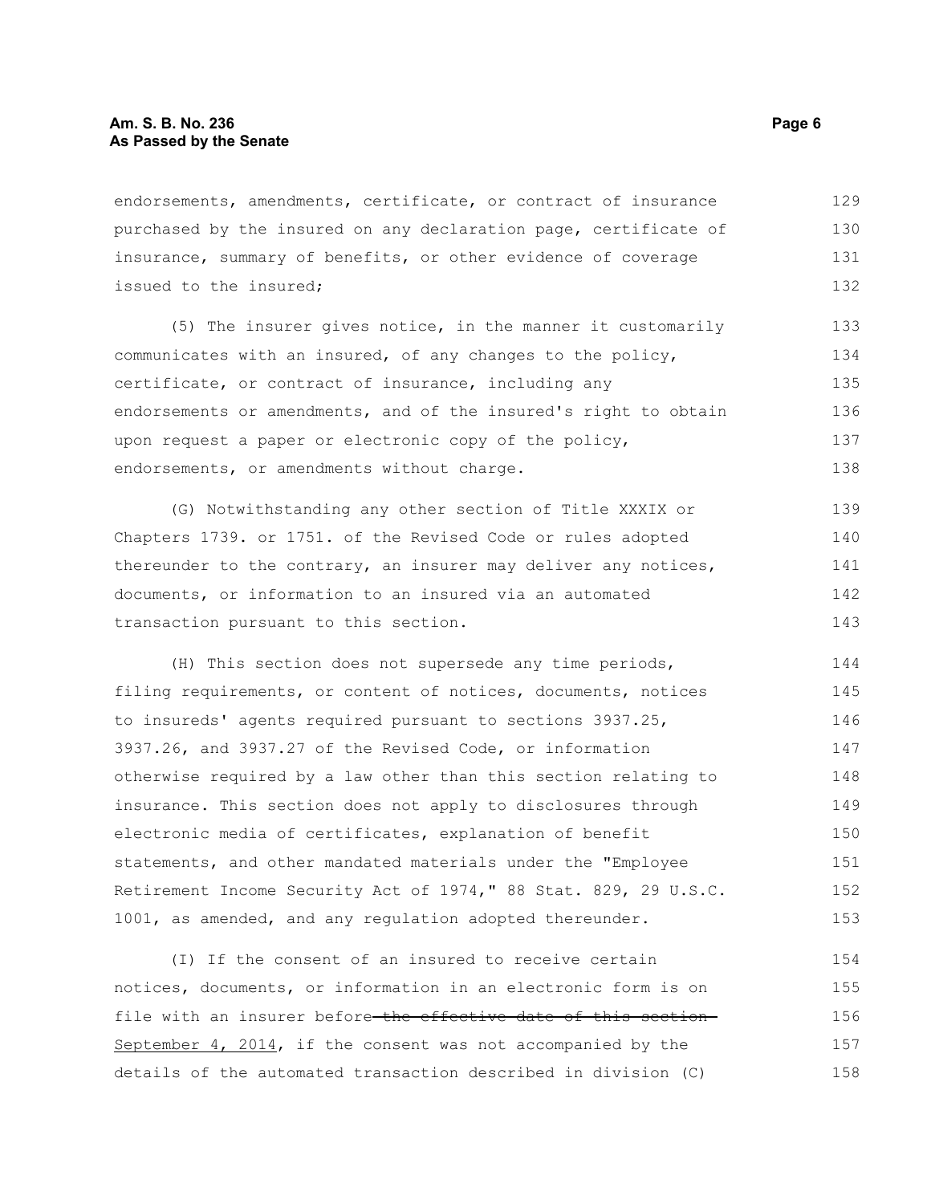endorsements, amendments, certificate, or contract of insurance purchased by the insured on any declaration page, certificate of insurance, summary of benefits, or other evidence of coverage issued to the insured;

(5) The insurer gives notice, in the manner it customarily communicates with an insured, of any changes to the policy, certificate, or contract of insurance, including any endorsements or amendments, and of the insured's right to obtain upon request a paper or electronic copy of the policy, endorsements, or amendments without charge.

(G) Notwithstanding any other section of Title XXXIX or Chapters 1739. or 1751. of the Revised Code or rules adopted thereunder to the contrary, an insurer may deliver any notices, documents, or information to an insured via an automated transaction pursuant to this section.

(H) This section does not supersede any time periods, filing requirements, or content of notices, documents, notices to insureds' agents required pursuant to sections 3937.25, 3937.26, and 3937.27 of the Revised Code, or information otherwise required by a law other than this section relating to insurance. This section does not apply to disclosures through electronic media of certificates, explanation of benefit statements, and other mandated materials under the "Employee Retirement Income Security Act of 1974," 88 Stat. 829, 29 U.S.C. 1001, as amended, and any regulation adopted thereunder.

(I) If the consent of an insured to receive certain notices, documents, or information in an electronic form is on file with an insurer before ~~the effective date of this section~~ September 4, 2014, if the consent was not accompanied by the details of the automated transaction described in division (C)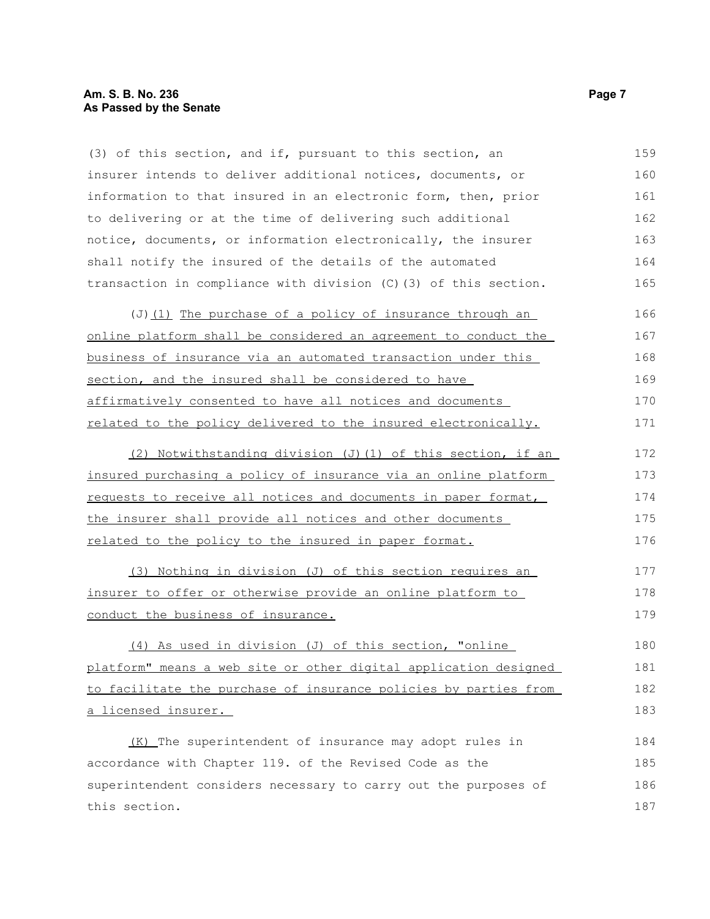(3) of this section, and if, pursuant to this section, an insurer intends to deliver additional notices, documents, or information to that insured in an electronic form, then, prior to delivering or at the time of delivering such additional notice, documents, or information electronically, the insurer shall notify the insured of the details of the automated transaction in compliance with division (C)(3) of this section.

(J)(1) The purchase of a policy of insurance through an online platform shall be considered an agreement to conduct the business of insurance via an automated transaction under this section, and the insured shall be considered to have affirmatively consented to have all notices and documents related to the policy delivered to the insured electronically.

(2) Notwithstanding division (J)(1) of this section, if an insured purchasing a policy of insurance via an online platform requests to receive all notices and documents in paper format, the insurer shall provide all notices and other documents related to the policy to the insured in paper format.

(3) Nothing in division (J) of this section requires an insurer to offer or otherwise provide an online platform to conduct the business of insurance.

(4) As used in division (J) of this section, "online platform" means a web site or other digital application designed to facilitate the purchase of insurance policies by parties from a licensed insurer.

(K) The superintendent of insurance may adopt rules in accordance with Chapter 119. of the Revised Code as the superintendent considers necessary to carry out the purposes of this section.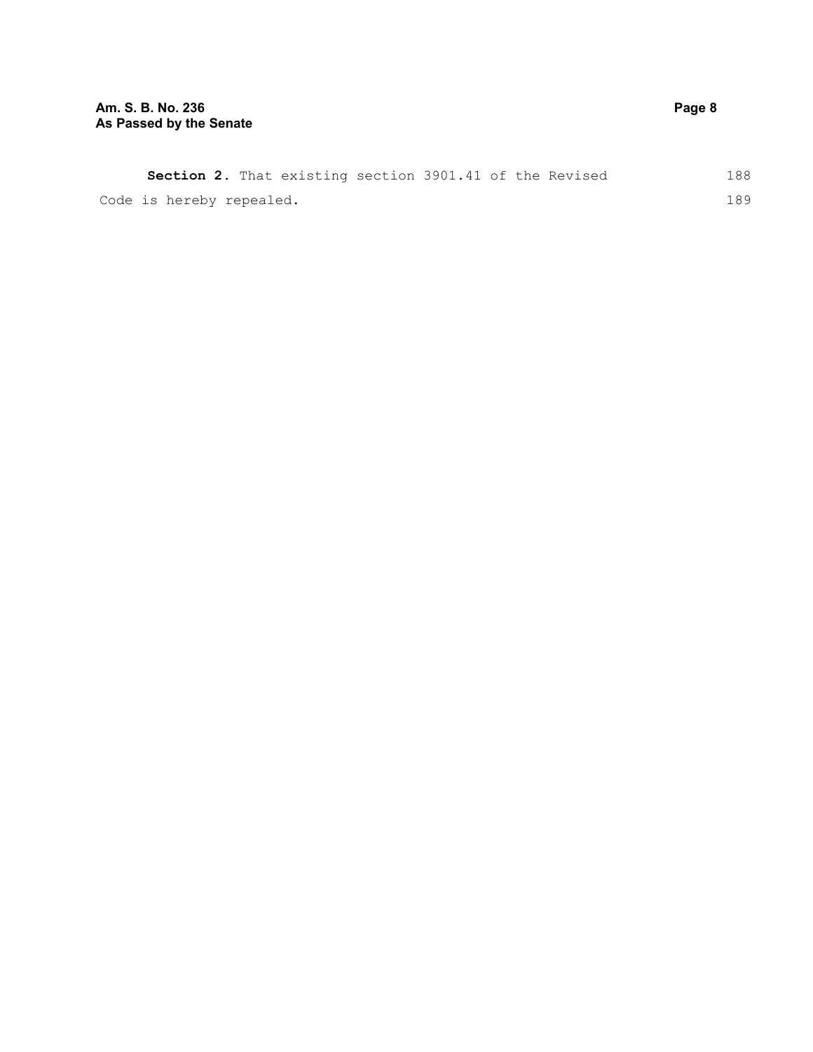**Section 2.** That existing section 3901.41 of the Revised Code is hereby repealed.